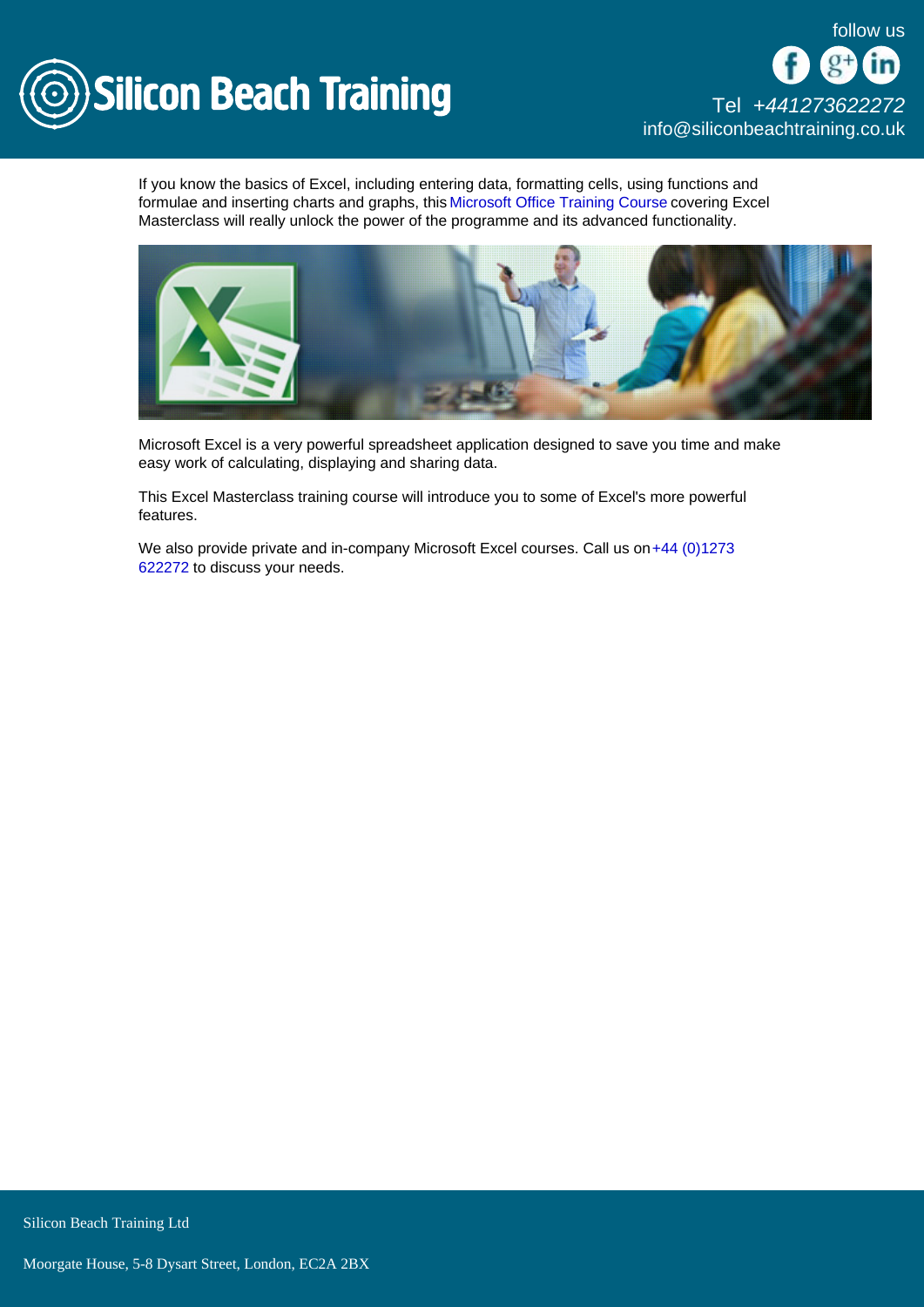If you know the basics of Excel, including entering data, formatting cells, using functions and formulae and inserting charts and graphs, this Microsoft Office Training Course covering Excel Masterclass will really unlock the power of the programme and its advanced functionality.

Microsoft Excel is a very powerful spreadsheet application designed to save you time and make easy work of calculating, displaying and sharing data.

This Excel Masterclass training course will introduce you to some of Excel's more powerful features.

We also provide private and in-company Microsoft Excel courses. Call us on +44 (0)1273 622272 to discuss your needs.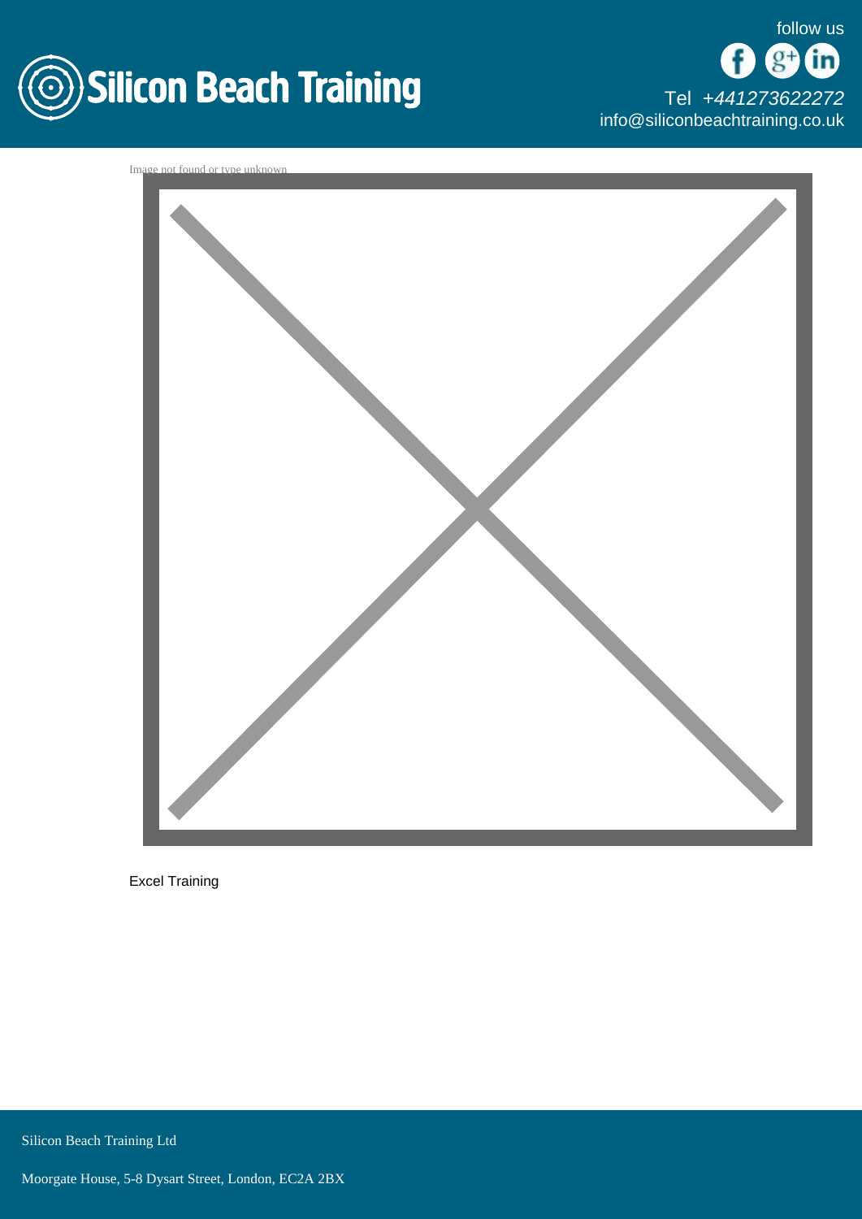Image not found or type unknown

Excel Training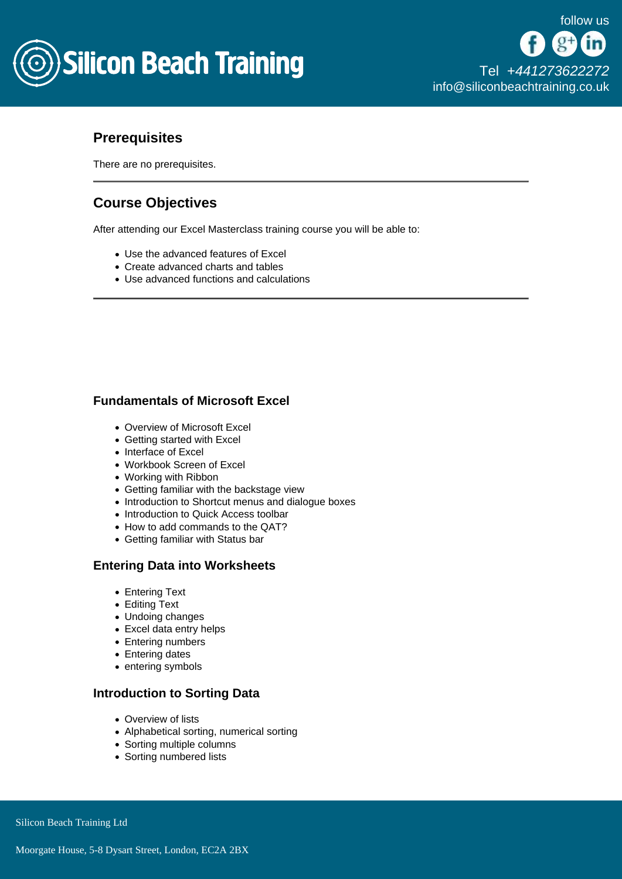## Prerequisites

There are no prerequisites.

---

## Course Objectives

After attending our Excel Masterclass training course you will be able to:

- Use the advanced features of Excel
- Create advanced charts and tables
- Use advanced functions and calculations

---

### Fundamentals of Microsoft Excel

- Overview of Microsoft Excel
- Getting started with Excel
- Interface of Excel
- Workbook Screen of Excel
- Working with Ribbon
- Getting familiar with the backstage view
- Introduction to Shortcut menus and dialogue boxes
- Introduction to Quick Access toolbar
- How to add commands to the QAT?
- Getting familiar with Status bar

### Entering Data into Worksheets

- Entering Text
- Editing Text
- Undoing changes
- Excel data entry helps
- Entering numbers
- Entering dates
- entering symbols

### Introduction to Sorting Data

- Overview of lists
- Alphabetical sorting, numerical sorting
- Sorting multiple columns
- Sorting numbered lists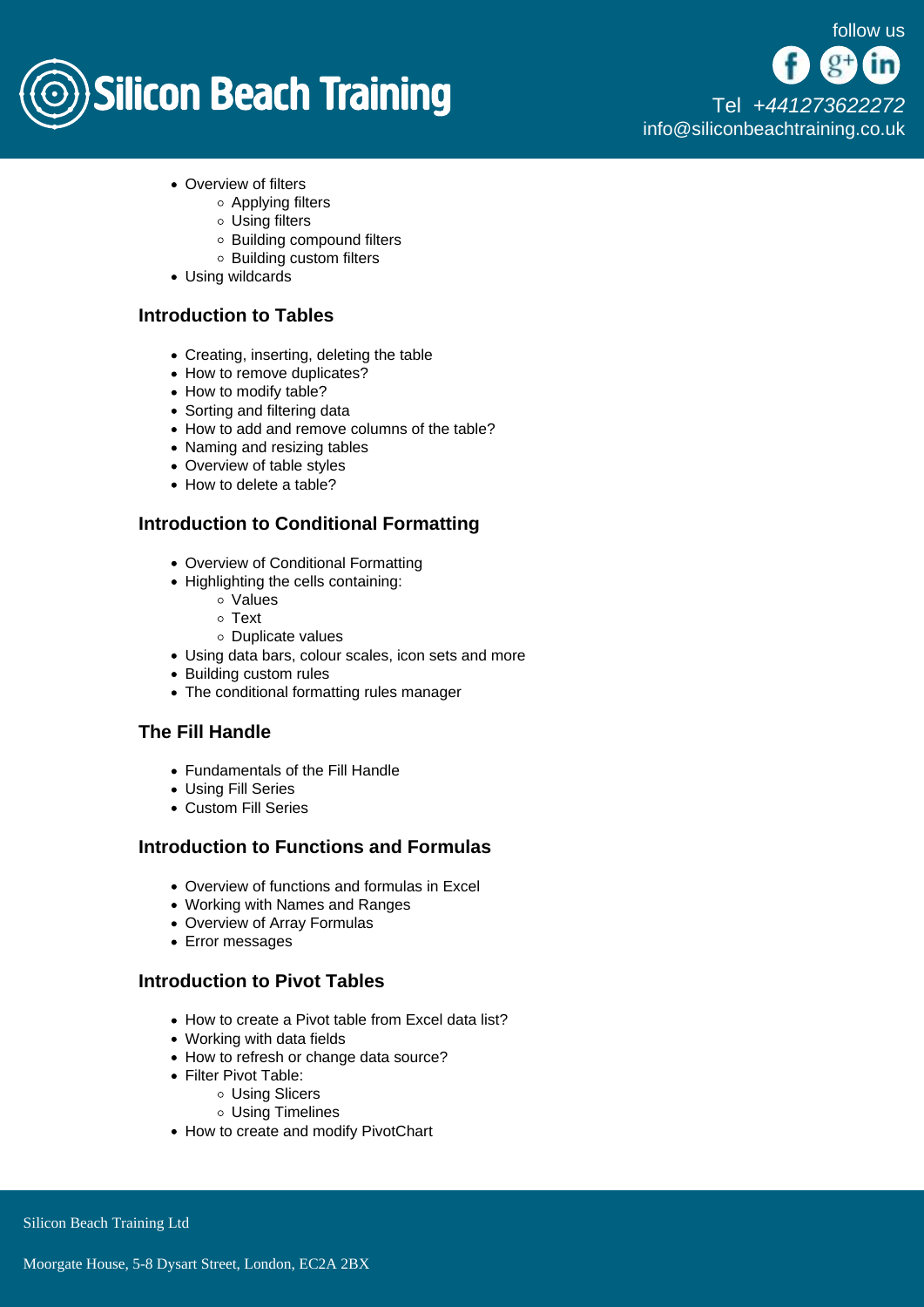- Overview of filters
    - Applying filters
    - Using filters
    - Building compound filters
    - Building custom filters
- Using wildcards

### Introduction to Tables

- Creating, inserting, deleting the table
- How to remove duplicates?
- How to modify table?
- Sorting and filtering data
- How to add and remove columns of the table?
- Naming and resizing tables
- Overview of table styles
- How to delete a table?

### Introduction to Conditional Formatting

- Overview of Conditional Formatting
- Highlighting the cells containing:
    - Values
    - Text
    - Duplicate values
- Using data bars, colour scales, icon sets and more
- Building custom rules
- The conditional formatting rules manager

### The Fill Handle

- Fundamentals of the Fill Handle
- Using Fill Series
- Custom Fill Series

### Introduction to Functions and Formulas

- Overview of functions and formulas in Excel
- Working with Names and Ranges
- Overview of Array Formulas
- Error messages

### Introduction to Pivot Tables

- How to create a Pivot table from Excel data list?
- Working with data fields
- How to refresh or change data source?
- Filter Pivot Table:
    - Using Slicers
    - Using Timelines
- How to create and modify PivotChart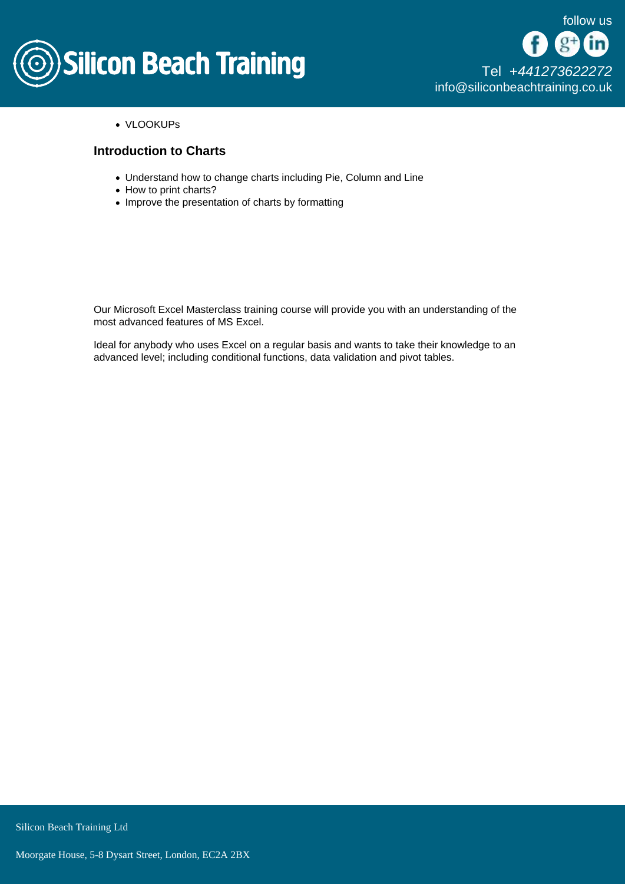- VLOOKUPs

### Introduction to Charts

- Understand how to change charts including Pie, Column and Line
- How to print charts?
- Improve the presentation of charts by formatting

Our Microsoft Excel Masterclass training course will provide you with an understanding of the most advanced features of MS Excel.

Ideal for anybody who uses Excel on a regular basis and wants to take their knowledge to an advanced level; including conditional functions, data validation and pivot tables.